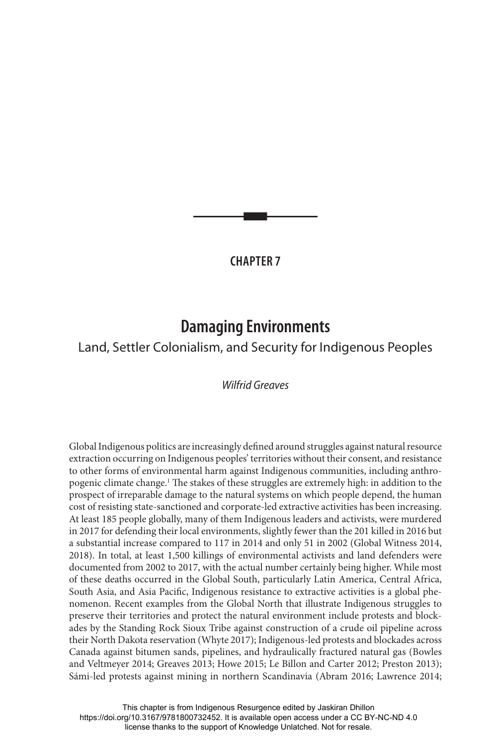CHAPTER 7

# Damaging Environments

## Land, Settler Colonialism, and Security for Indigenous Peoples

*Wilfrid Greaves*

Global Indigenous politics are increasingly defined around struggles against natural resource extraction occurring on Indigenous peoples' territories without their consent, and resistance to other forms of environmental harm against Indigenous communities, including anthropogenic climate change.[1] The stakes of these struggles are extremely high: in addition to the prospect of irreparable damage to the natural systems on which people depend, the human cost of resisting state-sanctioned and corporate-led extractive activities has been increasing. At least 185 people globally, many of them Indigenous leaders and activists, were murdered in 2017 for defending their local environments, slightly fewer than the 201 killed in 2016 but a substantial increase compared to 117 in 2014 and only 51 in 2002 (Global Witness 2014, 2018). In total, at least 1,500 killings of environmental activists and land defenders were documented from 2002 to 2017, with the actual number certainly being higher. While most of these deaths occurred in the Global South, particularly Latin America, Central Africa, South Asia, and Asia Pacific, Indigenous resistance to extractive activities is a global phenomenon. Recent examples from the Global North that illustrate Indigenous struggles to preserve their territories and protect the natural environment include protests and blockades by the Standing Rock Sioux Tribe against construction of a crude oil pipeline across their North Dakota reservation (Whyte 2017); Indigenous-led protests and blockades across Canada against bitumen sands, pipelines, and hydraulically fractured natural gas (Bowles and Veltmeyer 2014; Greaves 2013; Howe 2015; Le Billon and Carter 2012; Preston 2013); Sámi-led protests against mining in northern Scandinavia (Abram 2016; Lawrence 2014;

This chapter is from Indigenous Resurgence edited by Jaskiran Dhillon https://doi.org/10.3167/9781800732452. It is available open access under a CC BY-NC-ND 4.0 license thanks to the support of Knowledge Unlatched. Not for resale.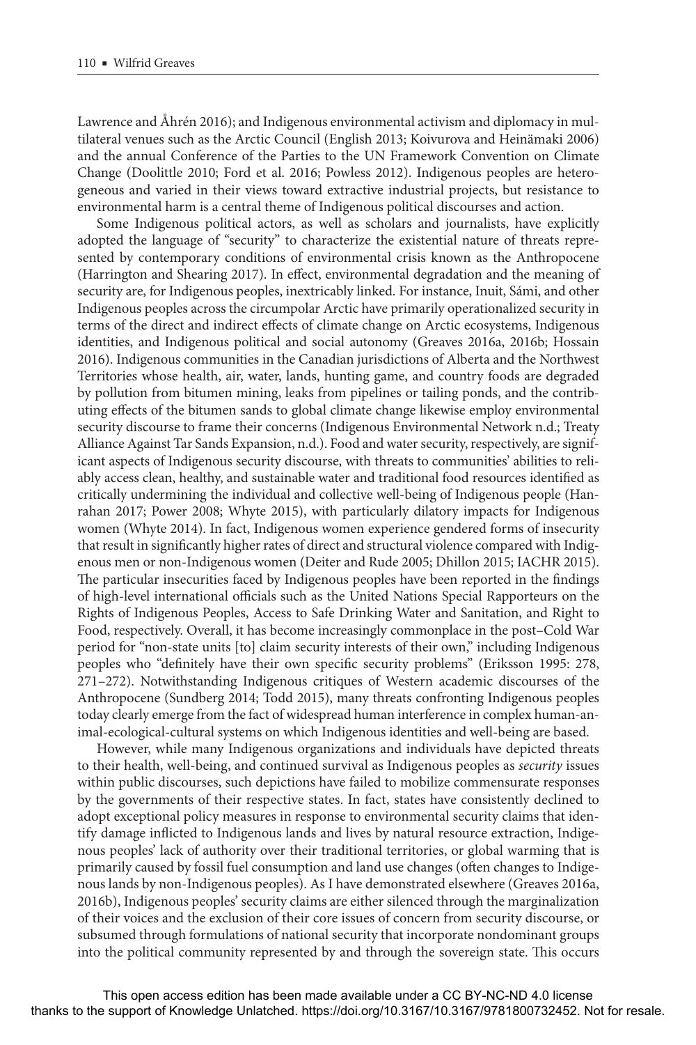Lawrence and Åhrén 2016); and Indigenous environmental activism and diplomacy in multilateral venues such as the Arctic Council (English 2013; Koivurova and Heinämaki 2006) and the annual Conference of the Parties to the UN Framework Convention on Climate Change (Doolittle 2010; Ford et al. 2016; Powless 2012). Indigenous peoples are heterogeneous and varied in their views toward extractive industrial projects, but resistance to environmental harm is a central theme of Indigenous political discourses and action.

Some Indigenous political actors, as well as scholars and journalists, have explicitly adopted the language of "security" to characterize the existential nature of threats represented by contemporary conditions of environmental crisis known as the Anthropocene (Harrington and Shearing 2017). In effect, environmental degradation and the meaning of security are, for Indigenous peoples, inextricably linked. For instance, Inuit, Sámi, and other Indigenous peoples across the circumpolar Arctic have primarily operationalized security in terms of the direct and indirect effects of climate change on Arctic ecosystems, Indigenous identities, and Indigenous political and social autonomy (Greaves 2016a, 2016b; Hossain 2016). Indigenous communities in the Canadian jurisdictions of Alberta and the Northwest Territories whose health, air, water, lands, hunting game, and country foods are degraded by pollution from bitumen mining, leaks from pipelines or tailing ponds, and the contributing effects of the bitumen sands to global climate change likewise employ environmental security discourse to frame their concerns (Indigenous Environmental Network n.d.; Treaty Alliance Against Tar Sands Expansion, n.d.). Food and water security, respectively, are significant aspects of Indigenous security discourse, with threats to communities' abilities to reliably access clean, healthy, and sustainable water and traditional food resources identified as critically undermining the individual and collective well-being of Indigenous people (Hanrahan 2017; Power 2008; Whyte 2015), with particularly dilatory impacts for Indigenous women (Whyte 2014). In fact, Indigenous women experience gendered forms of insecurity that result in significantly higher rates of direct and structural violence compared with Indigenous men or non-Indigenous women (Deiter and Rude 2005; Dhillon 2015; IACHR 2015). The particular insecurities faced by Indigenous peoples have been reported in the findings of high-level international officials such as the United Nations Special Rapporteurs on the Rights of Indigenous Peoples, Access to Safe Drinking Water and Sanitation, and Right to Food, respectively. Overall, it has become increasingly commonplace in the post–Cold War period for "non-state units [to] claim security interests of their own," including Indigenous peoples who "definitely have their own specific security problems" (Eriksson 1995: 278, 271–272). Notwithstanding Indigenous critiques of Western academic discourses of the Anthropocene (Sundberg 2014; Todd 2015), many threats confronting Indigenous peoples today clearly emerge from the fact of widespread human interference in complex human-animal-ecological-cultural systems on which Indigenous identities and well-being are based.

However, while many Indigenous organizations and individuals have depicted threats to their health, well-being, and continued survival as Indigenous peoples as *security* issues within public discourses, such depictions have failed to mobilize commensurate responses by the governments of their respective states. In fact, states have consistently declined to adopt exceptional policy measures in response to environmental security claims that identify damage inflicted to Indigenous lands and lives by natural resource extraction, Indigenous peoples' lack of authority over their traditional territories, or global warming that is primarily caused by fossil fuel consumption and land use changes (often changes to Indigenous lands by non-Indigenous peoples). As I have demonstrated elsewhere (Greaves 2016a, 2016b), Indigenous peoples' security claims are either silenced through the marginalization of their voices and the exclusion of their core issues of concern from security discourse, or subsumed through formulations of national security that incorporate nondominant groups into the political community represented by and through the sovereign state. This occurs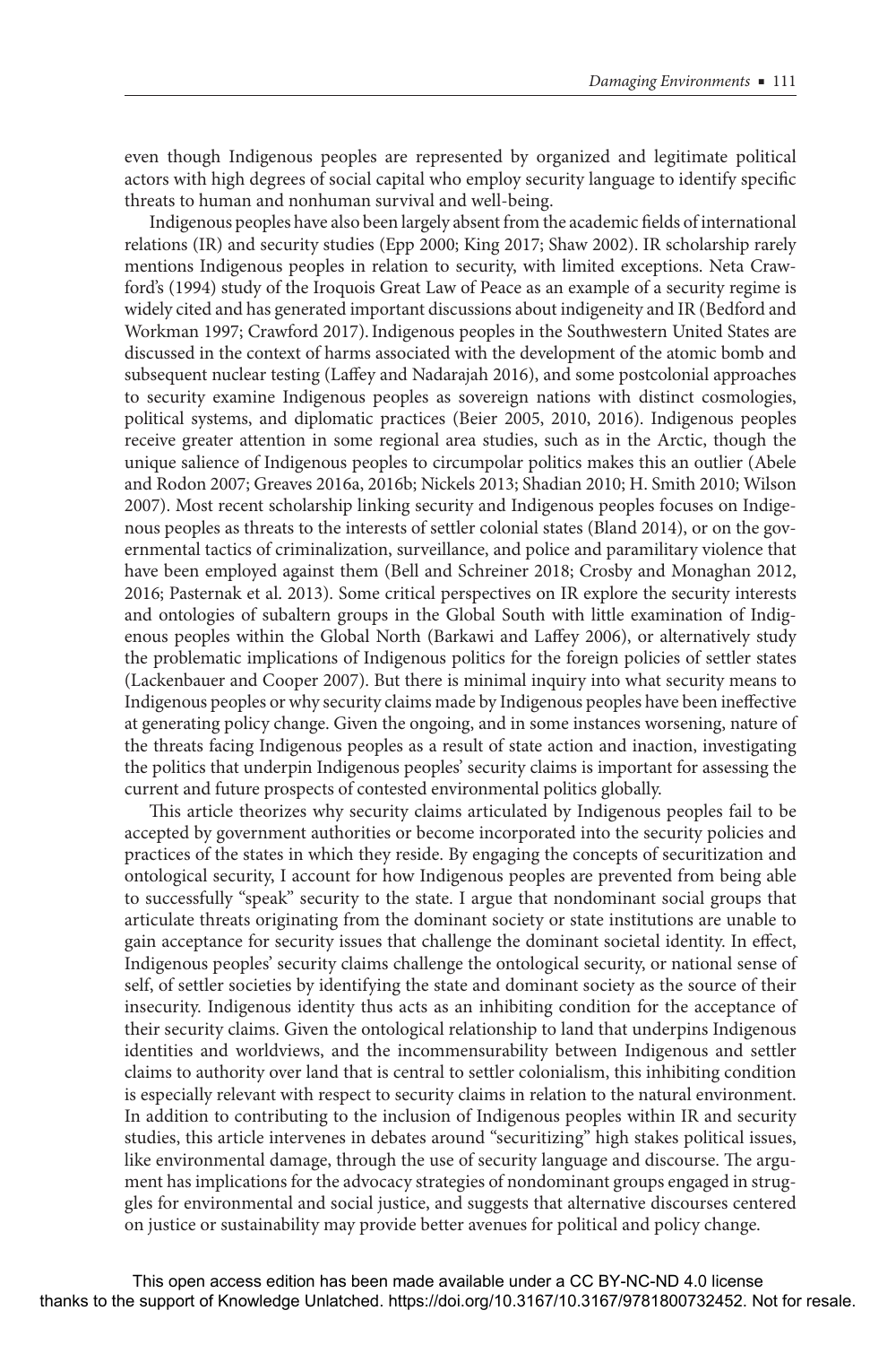even though Indigenous peoples are represented by organized and legitimate political actors with high degrees of social capital who employ security language to identify specific threats to human and nonhuman survival and well-being.

Indigenous peoples have also been largely absent from the academic fields of international relations (IR) and security studies (Epp 2000; King 2017; Shaw 2002). IR scholarship rarely mentions Indigenous peoples in relation to security, with limited exceptions. Neta Crawford's (1994) study of the Iroquois Great Law of Peace as an example of a security regime is widely cited and has generated important discussions about indigeneity and IR (Bedford and Workman 1997; Crawford 2017). Indigenous peoples in the Southwestern United States are discussed in the context of harms associated with the development of the atomic bomb and subsequent nuclear testing (Laffey and Nadarajah 2016), and some postcolonial approaches to security examine Indigenous peoples as sovereign nations with distinct cosmologies, political systems, and diplomatic practices (Beier 2005, 2010, 2016). Indigenous peoples receive greater attention in some regional area studies, such as in the Arctic, though the unique salience of Indigenous peoples to circumpolar politics makes this an outlier (Abele and Rodon 2007; Greaves 2016a, 2016b; Nickels 2013; Shadian 2010; H. Smith 2010; Wilson 2007). Most recent scholarship linking security and Indigenous peoples focuses on Indigenous peoples as threats to the interests of settler colonial states (Bland 2014), or on the governmental tactics of criminalization, surveillance, and police and paramilitary violence that have been employed against them (Bell and Schreiner 2018; Crosby and Monaghan 2012, 2016; Pasternak et al. 2013). Some critical perspectives on IR explore the security interests and ontologies of subaltern groups in the Global South with little examination of Indigenous peoples within the Global North (Barkawi and Laffey 2006), or alternatively study the problematic implications of Indigenous politics for the foreign policies of settler states (Lackenbauer and Cooper 2007). But there is minimal inquiry into what security means to Indigenous peoples or why security claims made by Indigenous peoples have been ineffective at generating policy change. Given the ongoing, and in some instances worsening, nature of the threats facing Indigenous peoples as a result of state action and inaction, investigating the politics that underpin Indigenous peoples' security claims is important for assessing the current and future prospects of contested environmental politics globally.

This article theorizes why security claims articulated by Indigenous peoples fail to be accepted by government authorities or become incorporated into the security policies and practices of the states in which they reside. By engaging the concepts of securitization and ontological security, I account for how Indigenous peoples are prevented from being able to successfully "speak" security to the state. I argue that nondominant social groups that articulate threats originating from the dominant society or state institutions are unable to gain acceptance for security issues that challenge the dominant societal identity. In effect, Indigenous peoples' security claims challenge the ontological security, or national sense of self, of settler societies by identifying the state and dominant society as the source of their insecurity. Indigenous identity thus acts as an inhibiting condition for the acceptance of their security claims. Given the ontological relationship to land that underpins Indigenous identities and worldviews, and the incommensurability between Indigenous and settler claims to authority over land that is central to settler colonialism, this inhibiting condition is especially relevant with respect to security claims in relation to the natural environment. In addition to contributing to the inclusion of Indigenous peoples within IR and security studies, this article intervenes in debates around "securitizing" high stakes political issues, like environmental damage, through the use of security language and discourse. The argument has implications for the advocacy strategies of nondominant groups engaged in struggles for environmental and social justice, and suggests that alternative discourses centered on justice or sustainability may provide better avenues for political and policy change.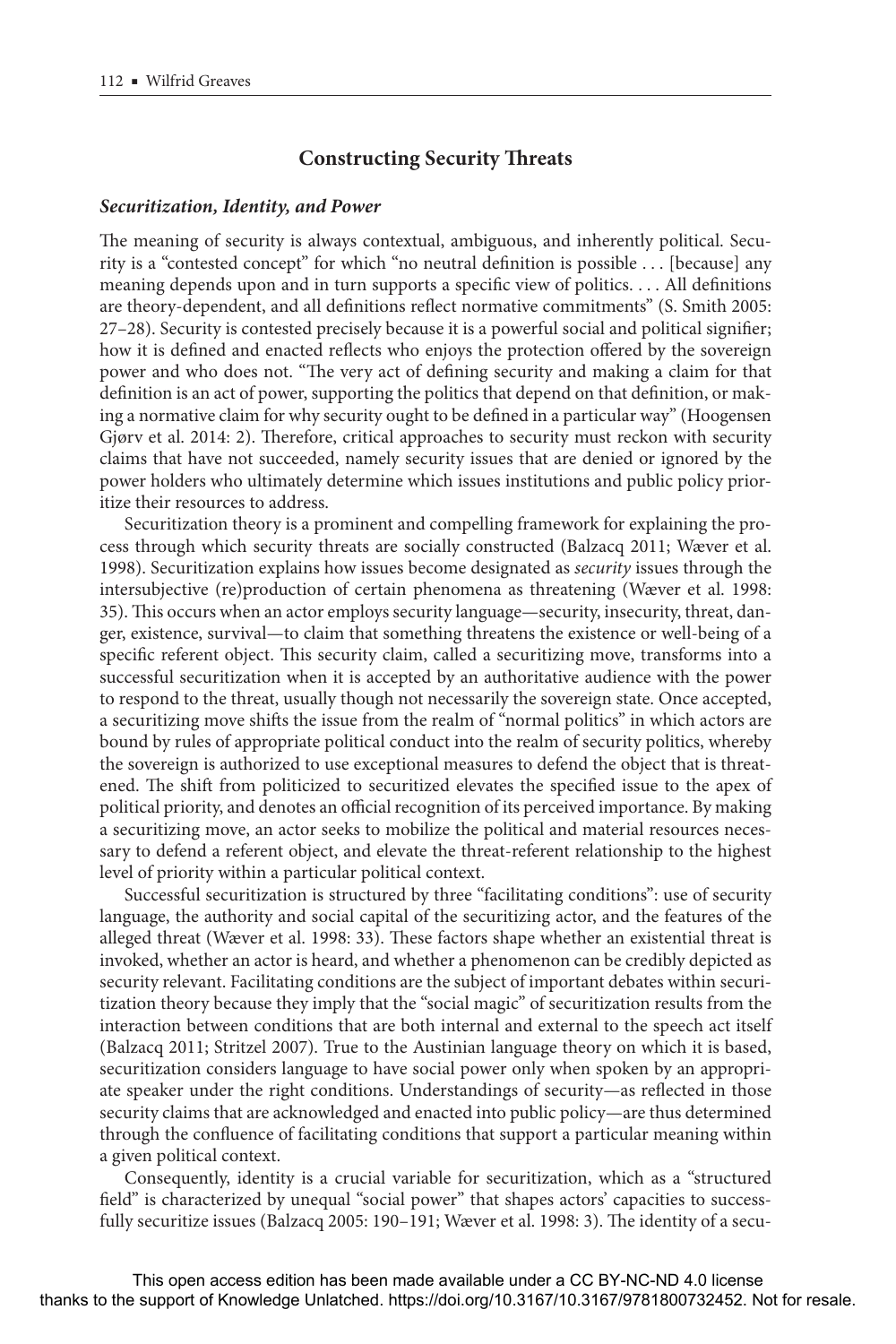## Constructing Security Threats

### *Securitization, Identity, and Power*

The meaning of security is always contextual, ambiguous, and inherently political. Security is a "contested concept" for which "no neutral definition is possible . . . [because] any meaning depends upon and in turn supports a specific view of politics. . . . All definitions are theory-dependent, and all definitions reflect normative commitments" (S. Smith 2005: 27–28). Security is contested precisely because it is a powerful social and political signifier; how it is defined and enacted reflects who enjoys the protection offered by the sovereign power and who does not. "The very act of defining security and making a claim for that definition is an act of power, supporting the politics that depend on that definition, or making a normative claim for why security ought to be defined in a particular way" (Hoogensen Gjørv et al. 2014: 2). Therefore, critical approaches to security must reckon with security claims that have not succeeded, namely security issues that are denied or ignored by the power holders who ultimately determine which issues institutions and public policy prioritize their resources to address.

Securitization theory is a prominent and compelling framework for explaining the process through which security threats are socially constructed (Balzacq 2011; Wæver et al. 1998). Securitization explains how issues become designated as *security* issues through the intersubjective (re)production of certain phenomena as threatening (Wæver et al. 1998: 35). This occurs when an actor employs security language—security, insecurity, threat, danger, existence, survival—to claim that something threatens the existence or well-being of a specific referent object. This security claim, called a securitizing move, transforms into a successful securitization when it is accepted by an authoritative audience with the power to respond to the threat, usually though not necessarily the sovereign state. Once accepted, a securitizing move shifts the issue from the realm of "normal politics" in which actors are bound by rules of appropriate political conduct into the realm of security politics, whereby the sovereign is authorized to use exceptional measures to defend the object that is threatened. The shift from politicized to securitized elevates the specified issue to the apex of political priority, and denotes an official recognition of its perceived importance. By making a securitizing move, an actor seeks to mobilize the political and material resources necessary to defend a referent object, and elevate the threat-referent relationship to the highest level of priority within a particular political context.

Successful securitization is structured by three "facilitating conditions": use of security language, the authority and social capital of the securitizing actor, and the features of the alleged threat (Wæver et al. 1998: 33). These factors shape whether an existential threat is invoked, whether an actor is heard, and whether a phenomenon can be credibly depicted as security relevant. Facilitating conditions are the subject of important debates within securitization theory because they imply that the "social magic" of securitization results from the interaction between conditions that are both internal and external to the speech act itself (Balzacq 2011; Stritzel 2007). True to the Austinian language theory on which it is based, securitization considers language to have social power only when spoken by an appropriate speaker under the right conditions. Understandings of security—as reflected in those security claims that are acknowledged and enacted into public policy—are thus determined through the confluence of facilitating conditions that support a particular meaning within a given political context.

Consequently, identity is a crucial variable for securitization, which as a "structured field" is characterized by unequal "social power" that shapes actors' capacities to successfully securitize issues (Balzacq 2005: 190–191; Wæver et al. 1998: 3). The identity of a secu-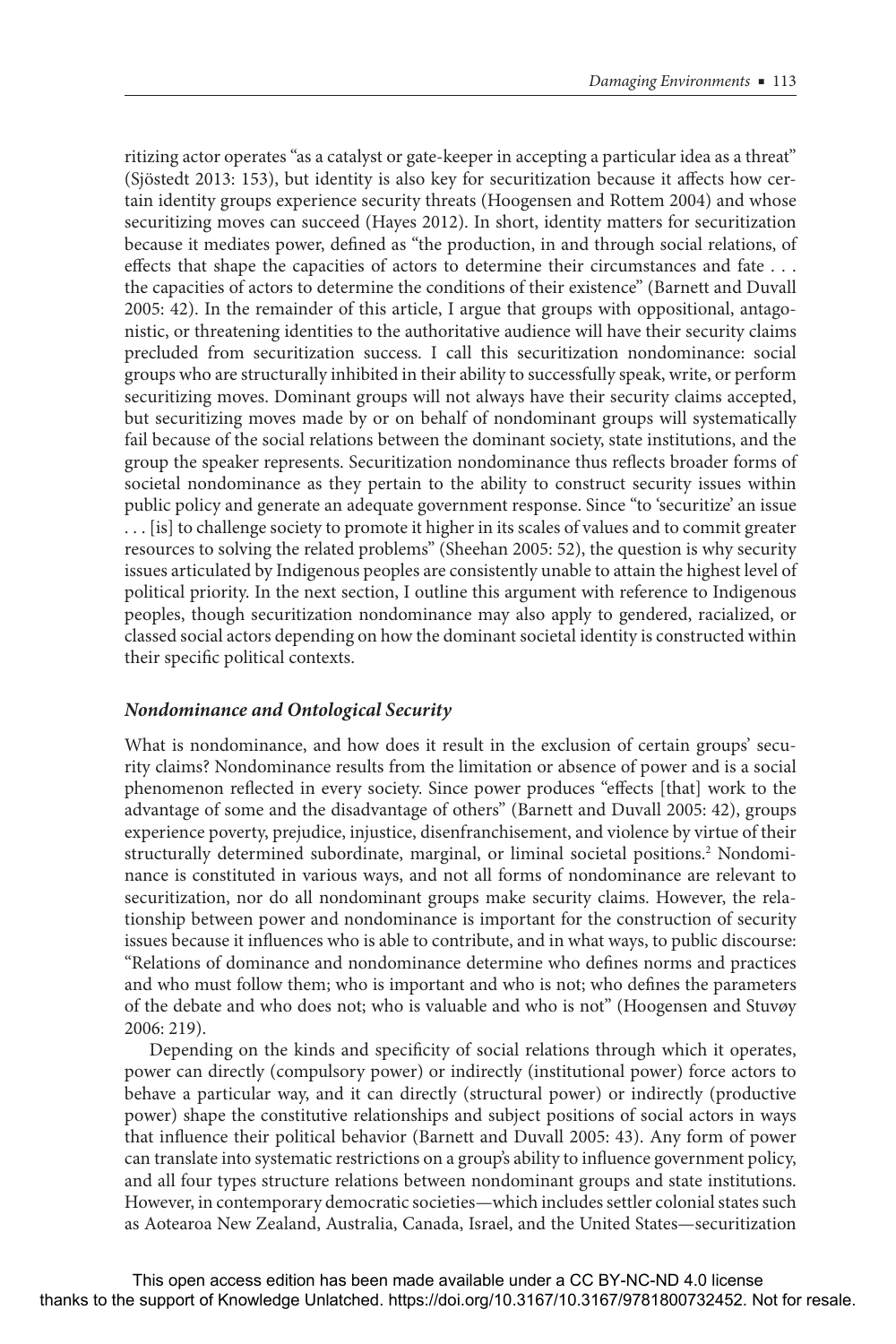ritizing actor operates "as a catalyst or gate-keeper in accepting a particular idea as a threat" (Sjöstedt 2013: 153), but identity is also key for securitization because it affects how certain identity groups experience security threats (Hoogensen and Rottem 2004) and whose securitizing moves can succeed (Hayes 2012). In short, identity matters for securitization because it mediates power, defined as "the production, in and through social relations, of effects that shape the capacities of actors to determine their circumstances and fate . . . the capacities of actors to determine the conditions of their existence" (Barnett and Duvall 2005: 42). In the remainder of this article, I argue that groups with oppositional, antagonistic, or threatening identities to the authoritative audience will have their security claims precluded from securitization success. I call this securitization nondominance: social groups who are structurally inhibited in their ability to successfully speak, write, or perform securitizing moves. Dominant groups will not always have their security claims accepted, but securitizing moves made by or on behalf of nondominant groups will systematically fail because of the social relations between the dominant society, state institutions, and the group the speaker represents. Securitization nondominance thus reflects broader forms of societal nondominance as they pertain to the ability to construct security issues within public policy and generate an adequate government response. Since "to 'securitize' an issue . . . [is] to challenge society to promote it higher in its scales of values and to commit greater resources to solving the related problems" (Sheehan 2005: 52), the question is why security issues articulated by Indigenous peoples are consistently unable to attain the highest level of political priority. In the next section, I outline this argument with reference to Indigenous peoples, though securitization nondominance may also apply to gendered, racialized, or classed social actors depending on how the dominant societal identity is constructed within their specific political contexts.

### *Nondominance and Ontological Security*

What is nondominance, and how does it result in the exclusion of certain groups' security claims? Nondominance results from the limitation or absence of power and is a social phenomenon reflected in every society. Since power produces "effects [that] work to the advantage of some and the disadvantage of others" (Barnett and Duvall 2005: 42), groups experience poverty, prejudice, injustice, disenfranchisement, and violence by virtue of their structurally determined subordinate, marginal, or liminal societal positions.[2] Nondominance is constituted in various ways, and not all forms of nondominance are relevant to securitization, nor do all nondominant groups make security claims. However, the relationship between power and nondominance is important for the construction of security issues because it influences who is able to contribute, and in what ways, to public discourse: "Relations of dominance and nondominance determine who defines norms and practices and who must follow them; who is important and who is not; who defines the parameters of the debate and who does not; who is valuable and who is not" (Hoogensen and Stuvøy 2006: 219).

Depending on the kinds and specificity of social relations through which it operates, power can directly (compulsory power) or indirectly (institutional power) force actors to behave a particular way, and it can directly (structural power) or indirectly (productive power) shape the constitutive relationships and subject positions of social actors in ways that influence their political behavior (Barnett and Duvall 2005: 43). Any form of power can translate into systematic restrictions on a group's ability to influence government policy, and all four types structure relations between nondominant groups and state institutions. However, in contemporary democratic societies—which includes settler colonial states such as Aotearoa New Zealand, Australia, Canada, Israel, and the United States—securitization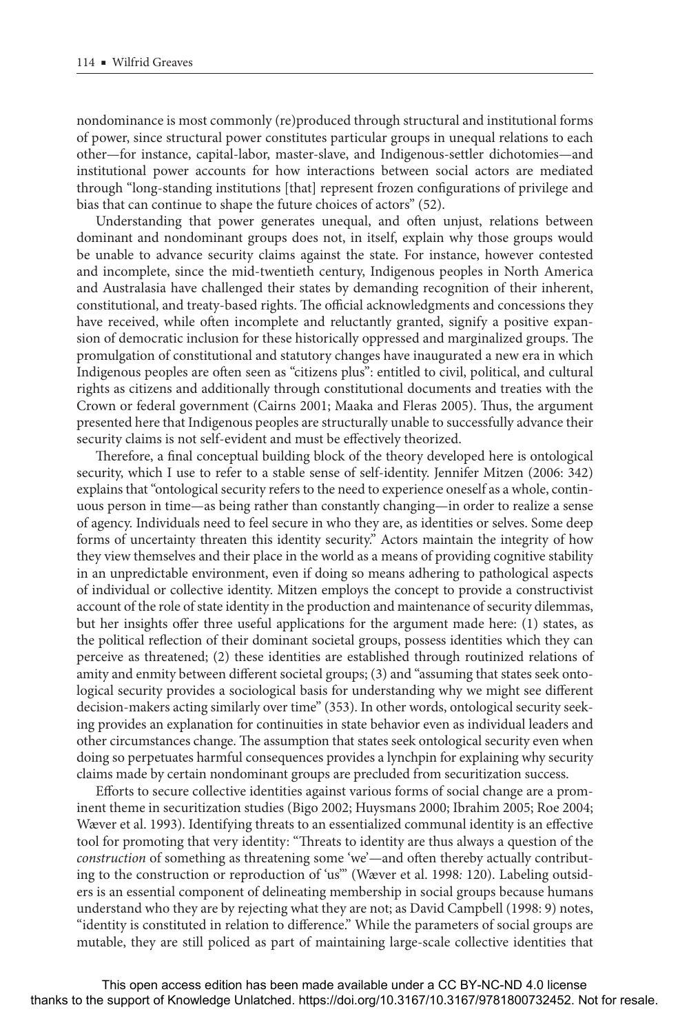nondominance is most commonly (re)produced through structural and institutional forms of power, since structural power constitutes particular groups in unequal relations to each other—for instance, capital-labor, master-slave, and Indigenous-settler dichotomies—and institutional power accounts for how interactions between social actors are mediated through "long-standing institutions [that] represent frozen configurations of privilege and bias that can continue to shape the future choices of actors" (52).

Understanding that power generates unequal, and often unjust, relations between dominant and nondominant groups does not, in itself, explain why those groups would be unable to advance security claims against the state. For instance, however contested and incomplete, since the mid-twentieth century, Indigenous peoples in North America and Australasia have challenged their states by demanding recognition of their inherent, constitutional, and treaty-based rights. The official acknowledgments and concessions they have received, while often incomplete and reluctantly granted, signify a positive expansion of democratic inclusion for these historically oppressed and marginalized groups. The promulgation of constitutional and statutory changes have inaugurated a new era in which Indigenous peoples are often seen as "citizens plus": entitled to civil, political, and cultural rights as citizens and additionally through constitutional documents and treaties with the Crown or federal government (Cairns 2001; Maaka and Fleras 2005). Thus, the argument presented here that Indigenous peoples are structurally unable to successfully advance their security claims is not self-evident and must be effectively theorized.

Therefore, a final conceptual building block of the theory developed here is ontological security, which I use to refer to a stable sense of self-identity. Jennifer Mitzen (2006: 342) explains that "ontological security refers to the need to experience oneself as a whole, continuous person in time—as being rather than constantly changing—in order to realize a sense of agency. Individuals need to feel secure in who they are, as identities or selves. Some deep forms of uncertainty threaten this identity security." Actors maintain the integrity of how they view themselves and their place in the world as a means of providing cognitive stability in an unpredictable environment, even if doing so means adhering to pathological aspects of individual or collective identity. Mitzen employs the concept to provide a constructivist account of the role of state identity in the production and maintenance of security dilemmas, but her insights offer three useful applications for the argument made here: (1) states, as the political reflection of their dominant societal groups, possess identities which they can perceive as threatened; (2) these identities are established through routinized relations of amity and enmity between different societal groups; (3) and "assuming that states seek ontological security provides a sociological basis for understanding why we might see different decision-makers acting similarly over time" (353). In other words, ontological security seeking provides an explanation for continuities in state behavior even as individual leaders and other circumstances change. The assumption that states seek ontological security even when doing so perpetuates harmful consequences provides a lynchpin for explaining why security claims made by certain nondominant groups are precluded from securitization success.

Efforts to secure collective identities against various forms of social change are a prominent theme in securitization studies (Bigo 2002; Huysmans 2000; Ibrahim 2005; Roe 2004; Wæver et al. 1993). Identifying threats to an essentialized communal identity is an effective tool for promoting that very identity: "Threats to identity are thus always a question of the *construction* of something as threatening some 'we'—and often thereby actually contributing to the construction or reproduction of 'us'" (Wæver et al. 1998: 120). Labeling outsiders is an essential component of delineating membership in social groups because humans understand who they are by rejecting what they are not; as David Campbell (1998: 9) notes, "identity is constituted in relation to difference." While the parameters of social groups are mutable, they are still policed as part of maintaining large-scale collective identities that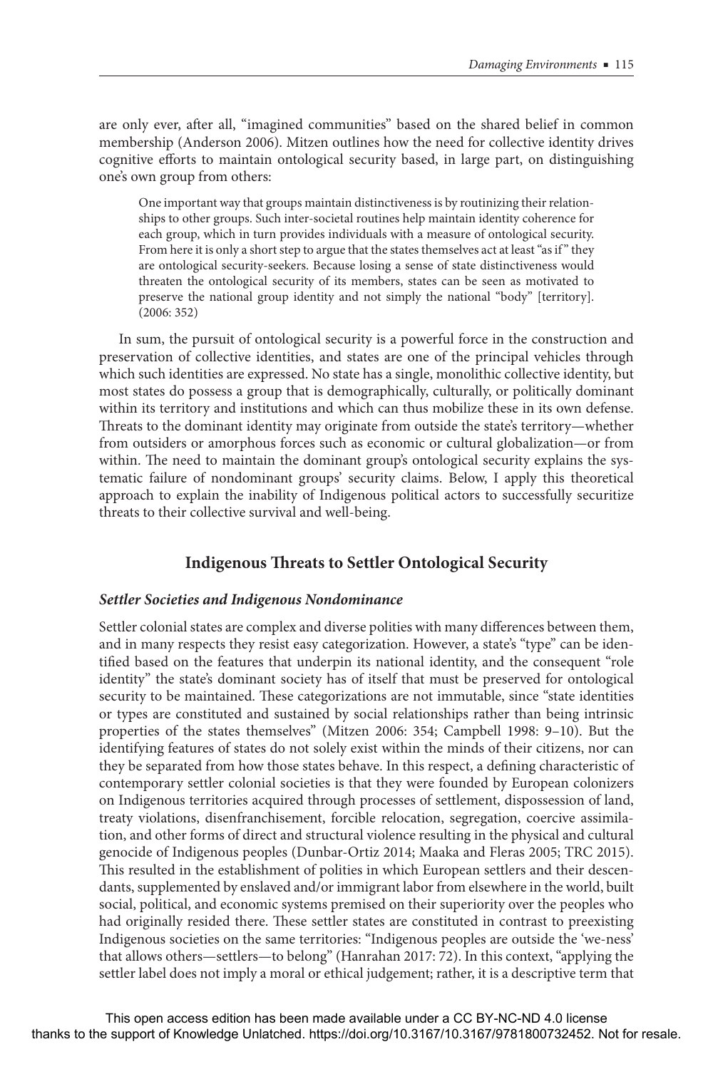are only ever, after all, "imagined communities" based on the shared belief in common membership (Anderson 2006). Mitzen outlines how the need for collective identity drives cognitive efforts to maintain ontological security based, in large part, on distinguishing one's own group from others:

> One important way that groups maintain distinctiveness is by routinizing their relationships to other groups. Such inter-societal routines help maintain identity coherence for each group, which in turn provides individuals with a measure of ontological security. From here it is only a short step to argue that the states themselves act at least "as if" they are ontological security-seekers. Because losing a sense of state distinctiveness would threaten the ontological security of its members, states can be seen as motivated to preserve the national group identity and not simply the national "body" [territory]. (2006: 352)

In sum, the pursuit of ontological security is a powerful force in the construction and preservation of collective identities, and states are one of the principal vehicles through which such identities are expressed. No state has a single, monolithic collective identity, but most states do possess a group that is demographically, culturally, or politically dominant within its territory and institutions and which can thus mobilize these in its own defense. Threats to the dominant identity may originate from outside the state's territory—whether from outsiders or amorphous forces such as economic or cultural globalization—or from within. The need to maintain the dominant group's ontological security explains the systematic failure of nondominant groups' security claims. Below, I apply this theoretical approach to explain the inability of Indigenous political actors to successfully securitize threats to their collective survival and well-being.

## Indigenous Threats to Settler Ontological Security

### *Settler Societies and Indigenous Nondominance*

Settler colonial states are complex and diverse polities with many differences between them, and in many respects they resist easy categorization. However, a state's "type" can be identified based on the features that underpin its national identity, and the consequent "role identity" the state's dominant society has of itself that must be preserved for ontological security to be maintained. These categorizations are not immutable, since "state identities or types are constituted and sustained by social relationships rather than being intrinsic properties of the states themselves" (Mitzen 2006: 354; Campbell 1998: 9–10). But the identifying features of states do not solely exist within the minds of their citizens, nor can they be separated from how those states behave. In this respect, a defining characteristic of contemporary settler colonial societies is that they were founded by European colonizers on Indigenous territories acquired through processes of settlement, dispossession of land, treaty violations, disenfranchisement, forcible relocation, segregation, coercive assimilation, and other forms of direct and structural violence resulting in the physical and cultural genocide of Indigenous peoples (Dunbar-Ortiz 2014; Maaka and Fleras 2005; TRC 2015). This resulted in the establishment of polities in which European settlers and their descendants, supplemented by enslaved and/or immigrant labor from elsewhere in the world, built social, political, and economic systems premised on their superiority over the peoples who had originally resided there. These settler states are constituted in contrast to preexisting Indigenous societies on the same territories: "Indigenous peoples are outside the 'we-ness' that allows others—settlers—to belong" (Hanrahan 2017: 72). In this context, "applying the settler label does not imply a moral or ethical judgement; rather, it is a descriptive term that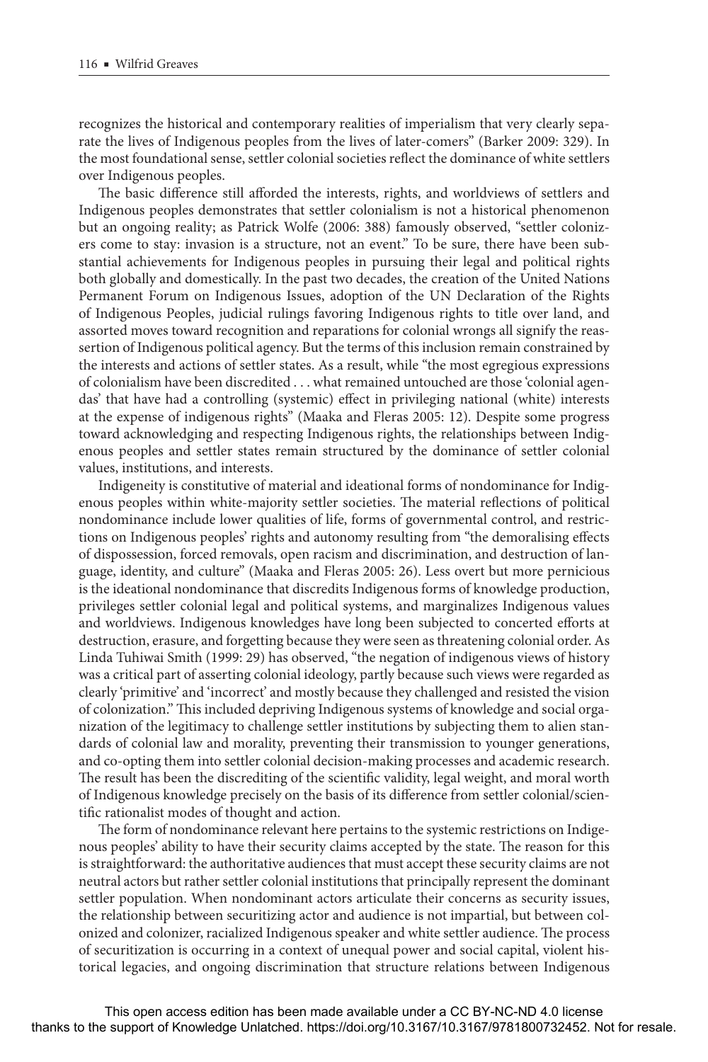recognizes the historical and contemporary realities of imperialism that very clearly separate the lives of Indigenous peoples from the lives of later-comers" (Barker 2009: 329). In the most foundational sense, settler colonial societies reflect the dominance of white settlers over Indigenous peoples.

The basic difference still afforded the interests, rights, and worldviews of settlers and Indigenous peoples demonstrates that settler colonialism is not a historical phenomenon but an ongoing reality; as Patrick Wolfe (2006: 388) famously observed, "settler colonizers come to stay: invasion is a structure, not an event." To be sure, there have been substantial achievements for Indigenous peoples in pursuing their legal and political rights both globally and domestically. In the past two decades, the creation of the United Nations Permanent Forum on Indigenous Issues, adoption of the UN Declaration of the Rights of Indigenous Peoples, judicial rulings favoring Indigenous rights to title over land, and assorted moves toward recognition and reparations for colonial wrongs all signify the reassertion of Indigenous political agency. But the terms of this inclusion remain constrained by the interests and actions of settler states. As a result, while "the most egregious expressions of colonialism have been discredited . . . what remained untouched are those 'colonial agendas' that have had a controlling (systemic) effect in privileging national (white) interests at the expense of indigenous rights" (Maaka and Fleras 2005: 12). Despite some progress toward acknowledging and respecting Indigenous rights, the relationships between Indigenous peoples and settler states remain structured by the dominance of settler colonial values, institutions, and interests.

Indigeneity is constitutive of material and ideational forms of nondominance for Indigenous peoples within white-majority settler societies. The material reflections of political nondominance include lower qualities of life, forms of governmental control, and restrictions on Indigenous peoples' rights and autonomy resulting from "the demoralising effects of dispossession, forced removals, open racism and discrimination, and destruction of language, identity, and culture" (Maaka and Fleras 2005: 26). Less overt but more pernicious is the ideational nondominance that discredits Indigenous forms of knowledge production, privileges settler colonial legal and political systems, and marginalizes Indigenous values and worldviews. Indigenous knowledges have long been subjected to concerted efforts at destruction, erasure, and forgetting because they were seen as threatening colonial order. As Linda Tuhiwai Smith (1999: 29) has observed, "the negation of indigenous views of history was a critical part of asserting colonial ideology, partly because such views were regarded as clearly 'primitive' and 'incorrect' and mostly because they challenged and resisted the vision of colonization." This included depriving Indigenous systems of knowledge and social organization of the legitimacy to challenge settler institutions by subjecting them to alien standards of colonial law and morality, preventing their transmission to younger generations, and co-opting them into settler colonial decision-making processes and academic research. The result has been the discrediting of the scientific validity, legal weight, and moral worth of Indigenous knowledge precisely on the basis of its difference from settler colonial/scientific rationalist modes of thought and action.

The form of nondominance relevant here pertains to the systemic restrictions on Indigenous peoples' ability to have their security claims accepted by the state. The reason for this is straightforward: the authoritative audiences that must accept these security claims are not neutral actors but rather settler colonial institutions that principally represent the dominant settler population. When nondominant actors articulate their concerns as security issues, the relationship between securitizing actor and audience is not impartial, but between colonized and colonizer, racialized Indigenous speaker and white settler audience. The process of securitization is occurring in a context of unequal power and social capital, violent historical legacies, and ongoing discrimination that structure relations between Indigenous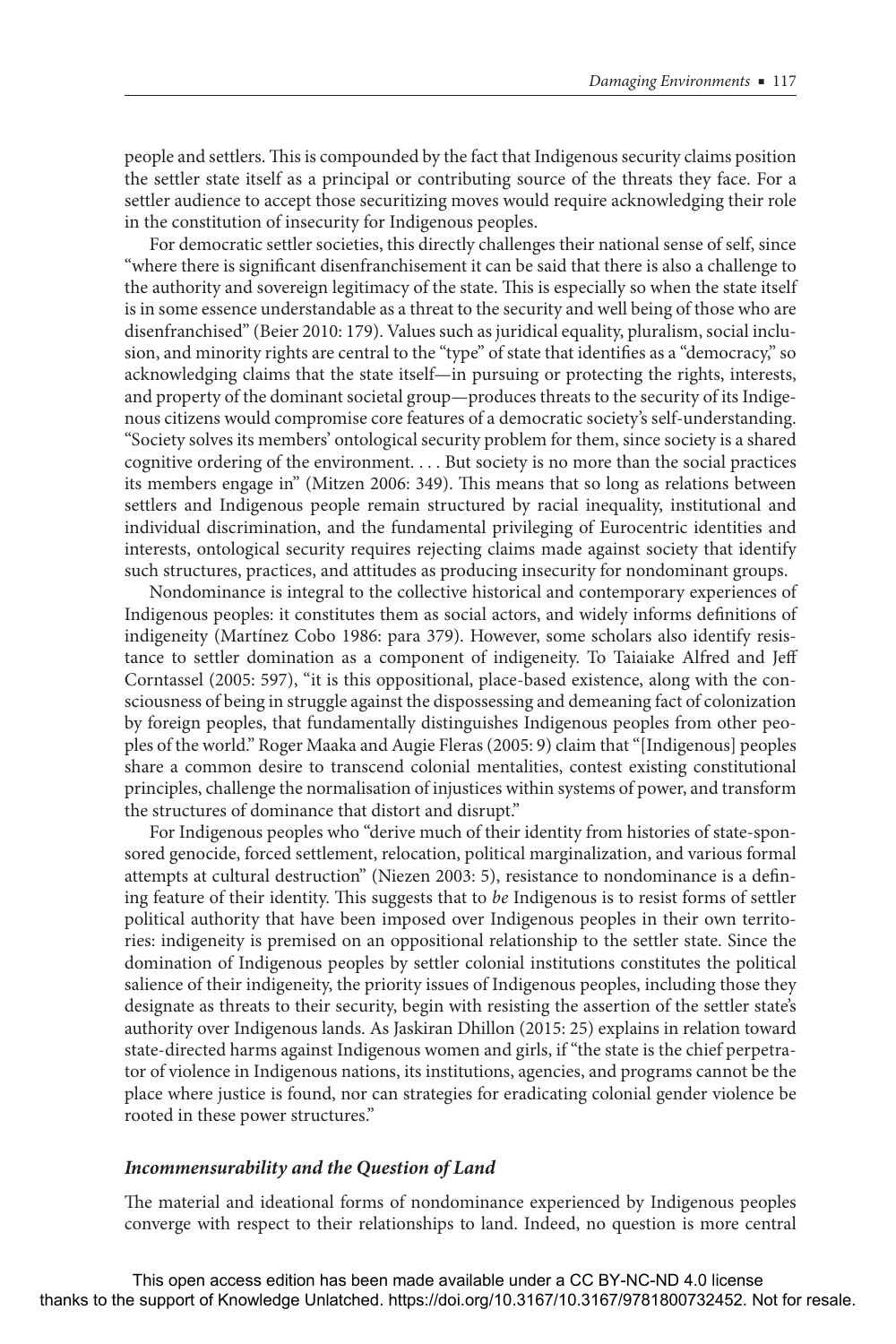people and settlers. This is compounded by the fact that Indigenous security claims position the settler state itself as a principal or contributing source of the threats they face. For a settler audience to accept those securitizing moves would require acknowledging their role in the constitution of insecurity for Indigenous peoples.

For democratic settler societies, this directly challenges their national sense of self, since "where there is significant disenfranchisement it can be said that there is also a challenge to the authority and sovereign legitimacy of the state. This is especially so when the state itself is in some essence understandable as a threat to the security and well being of those who are disenfranchised" (Beier 2010: 179). Values such as juridical equality, pluralism, social inclusion, and minority rights are central to the "type" of state that identifies as a "democracy," so acknowledging claims that the state itself—in pursuing or protecting the rights, interests, and property of the dominant societal group—produces threats to the security of its Indigenous citizens would compromise core features of a democratic society's self-understanding. "Society solves its members' ontological security problem for them, since society is a shared cognitive ordering of the environment. . . . But society is no more than the social practices its members engage in" (Mitzen 2006: 349). This means that so long as relations between settlers and Indigenous people remain structured by racial inequality, institutional and individual discrimination, and the fundamental privileging of Eurocentric identities and interests, ontological security requires rejecting claims made against society that identify such structures, practices, and attitudes as producing insecurity for nondominant groups.

Nondominance is integral to the collective historical and contemporary experiences of Indigenous peoples: it constitutes them as social actors, and widely informs definitions of indigeneity (Martínez Cobo 1986: para 379). However, some scholars also identify resistance to settler domination as a component of indigeneity. To Taiaiake Alfred and Jeff Corntassel (2005: 597), "it is this oppositional, place-based existence, along with the consciousness of being in struggle against the dispossessing and demeaning fact of colonization by foreign peoples, that fundamentally distinguishes Indigenous peoples from other peoples of the world." Roger Maaka and Augie Fleras (2005: 9) claim that "[Indigenous] peoples share a common desire to transcend colonial mentalities, contest existing constitutional principles, challenge the normalisation of injustices within systems of power, and transform the structures of dominance that distort and disrupt."

For Indigenous peoples who "derive much of their identity from histories of state-sponsored genocide, forced settlement, relocation, political marginalization, and various formal attempts at cultural destruction" (Niezen 2003: 5), resistance to nondominance is a defining feature of their identity. This suggests that to *be* Indigenous is to resist forms of settler political authority that have been imposed over Indigenous peoples in their own territories: indigeneity is premised on an oppositional relationship to the settler state. Since the domination of Indigenous peoples by settler colonial institutions constitutes the political salience of their indigeneity, the priority issues of Indigenous peoples, including those they designate as threats to their security, begin with resisting the assertion of the settler state's authority over Indigenous lands. As Jaskiran Dhillon (2015: 25) explains in relation toward state-directed harms against Indigenous women and girls, if "the state is the chief perpetrator of violence in Indigenous nations, its institutions, agencies, and programs cannot be the place where justice is found, nor can strategies for eradicating colonial gender violence be rooted in these power structures."

### *Incommensurability and the Question of Land*

The material and ideational forms of nondominance experienced by Indigenous peoples converge with respect to their relationships to land. Indeed, no question is more central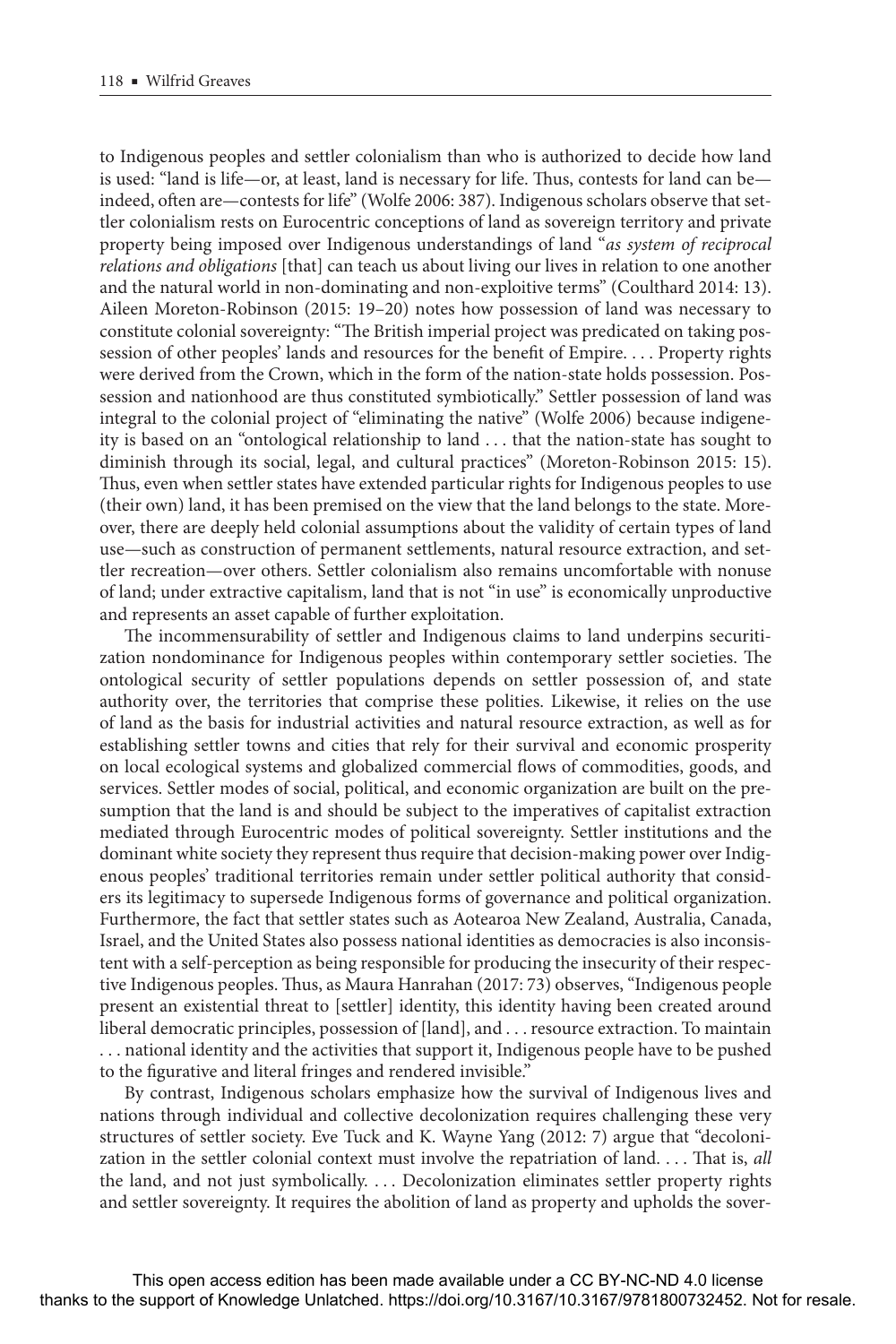to Indigenous peoples and settler colonialism than who is authorized to decide how land is used: "land is life—or, at least, land is necessary for life. Thus, contests for land can be—indeed, often are—contests for life" (Wolfe 2006: 387). Indigenous scholars observe that settler colonialism rests on Eurocentric conceptions of land as sovereign territory and private property being imposed over Indigenous understandings of land "*as system of reciprocal relations and obligations* [that] can teach us about living our lives in relation to one another and the natural world in non-dominating and non-exploitive terms" (Coulthard 2014: 13). Aileen Moreton-Robinson (2015: 19–20) notes how possession of land was necessary to constitute colonial sovereignty: "The British imperial project was predicated on taking possession of other peoples' lands and resources for the benefit of Empire. . . . Property rights were derived from the Crown, which in the form of the nation-state holds possession. Possession and nationhood are thus constituted symbiotically." Settler possession of land was integral to the colonial project of "eliminating the native" (Wolfe 2006) because indigeneity is based on an "ontological relationship to land . . . that the nation-state has sought to diminish through its social, legal, and cultural practices" (Moreton-Robinson 2015: 15). Thus, even when settler states have extended particular rights for Indigenous peoples to use (their own) land, it has been premised on the view that the land belongs to the state. Moreover, there are deeply held colonial assumptions about the validity of certain types of land use—such as construction of permanent settlements, natural resource extraction, and settler recreation—over others. Settler colonialism also remains uncomfortable with nonuse of land; under extractive capitalism, land that is not "in use" is economically unproductive and represents an asset capable of further exploitation.

The incommensurability of settler and Indigenous claims to land underpins securitization nondominance for Indigenous peoples within contemporary settler societies. The ontological security of settler populations depends on settler possession of, and state authority over, the territories that comprise these polities. Likewise, it relies on the use of land as the basis for industrial activities and natural resource extraction, as well as for establishing settler towns and cities that rely for their survival and economic prosperity on local ecological systems and globalized commercial flows of commodities, goods, and services. Settler modes of social, political, and economic organization are built on the presumption that the land is and should be subject to the imperatives of capitalist extraction mediated through Eurocentric modes of political sovereignty. Settler institutions and the dominant white society they represent thus require that decision-making power over Indigenous peoples' traditional territories remain under settler political authority that considers its legitimacy to supersede Indigenous forms of governance and political organization. Furthermore, the fact that settler states such as Aotearoa New Zealand, Australia, Canada, Israel, and the United States also possess national identities as democracies is also inconsistent with a self-perception as being responsible for producing the insecurity of their respective Indigenous peoples. Thus, as Maura Hanrahan (2017: 73) observes, "Indigenous people present an existential threat to [settler] identity, this identity having been created around liberal democratic principles, possession of [land], and . . . resource extraction. To maintain . . . national identity and the activities that support it, Indigenous people have to be pushed to the figurative and literal fringes and rendered invisible."

By contrast, Indigenous scholars emphasize how the survival of Indigenous lives and nations through individual and collective decolonization requires challenging these very structures of settler society. Eve Tuck and K. Wayne Yang (2012: 7) argue that "decolonization in the settler colonial context must involve the repatriation of land. . . . That is, *all* the land, and not just symbolically. . . . Decolonization eliminates settler property rights and settler sovereignty. It requires the abolition of land as property and upholds the sover-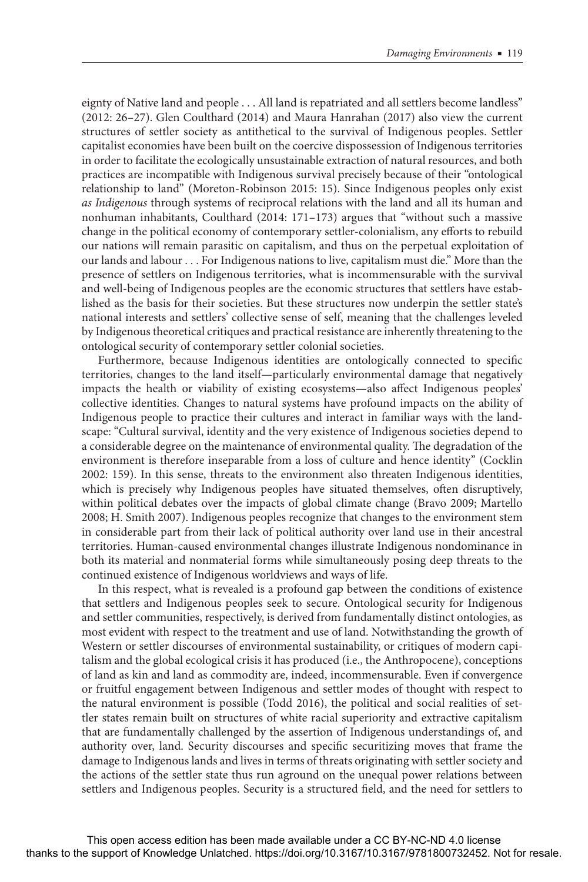eignty of Native land and people . . . All land is repatriated and all settlers become landless" (2012: 26–27). Glen Coulthard (2014) and Maura Hanrahan (2017) also view the current structures of settler society as antithetical to the survival of Indigenous peoples. Settler capitalist economies have been built on the coercive dispossession of Indigenous territories in order to facilitate the ecologically unsustainable extraction of natural resources, and both practices are incompatible with Indigenous survival precisely because of their "ontological relationship to land" (Moreton-Robinson 2015: 15). Since Indigenous peoples only exist *as Indigenous* through systems of reciprocal relations with the land and all its human and nonhuman inhabitants, Coulthard (2014: 171–173) argues that "without such a massive change in the political economy of contemporary settler-colonialism, any efforts to rebuild our nations will remain parasitic on capitalism, and thus on the perpetual exploitation of our lands and labour . . . For Indigenous nations to live, capitalism must die." More than the presence of settlers on Indigenous territories, what is incommensurable with the survival and well-being of Indigenous peoples are the economic structures that settlers have established as the basis for their societies. But these structures now underpin the settler state's national interests and settlers' collective sense of self, meaning that the challenges leveled by Indigenous theoretical critiques and practical resistance are inherently threatening to the ontological security of contemporary settler colonial societies.

Furthermore, because Indigenous identities are ontologically connected to specific territories, changes to the land itself—particularly environmental damage that negatively impacts the health or viability of existing ecosystems—also affect Indigenous peoples' collective identities. Changes to natural systems have profound impacts on the ability of Indigenous people to practice their cultures and interact in familiar ways with the landscape: "Cultural survival, identity and the very existence of Indigenous societies depend to a considerable degree on the maintenance of environmental quality. The degradation of the environment is therefore inseparable from a loss of culture and hence identity" (Cocklin 2002: 159). In this sense, threats to the environment also threaten Indigenous identities, which is precisely why Indigenous peoples have situated themselves, often disruptively, within political debates over the impacts of global climate change (Bravo 2009; Martello 2008; H. Smith 2007). Indigenous peoples recognize that changes to the environment stem in considerable part from their lack of political authority over land use in their ancestral territories. Human-caused environmental changes illustrate Indigenous nondominance in both its material and nonmaterial forms while simultaneously posing deep threats to the continued existence of Indigenous worldviews and ways of life.

In this respect, what is revealed is a profound gap between the conditions of existence that settlers and Indigenous peoples seek to secure. Ontological security for Indigenous and settler communities, respectively, is derived from fundamentally distinct ontologies, as most evident with respect to the treatment and use of land. Notwithstanding the growth of Western or settler discourses of environmental sustainability, or critiques of modern capitalism and the global ecological crisis it has produced (i.e., the Anthropocene), conceptions of land as kin and land as commodity are, indeed, incommensurable. Even if convergence or fruitful engagement between Indigenous and settler modes of thought with respect to the natural environment is possible (Todd 2016), the political and social realities of settler states remain built on structures of white racial superiority and extractive capitalism that are fundamentally challenged by the assertion of Indigenous understandings of, and authority over, land. Security discourses and specific securitizing moves that frame the damage to Indigenous lands and lives in terms of threats originating with settler society and the actions of the settler state thus run aground on the unequal power relations between settlers and Indigenous peoples. Security is a structured field, and the need for settlers to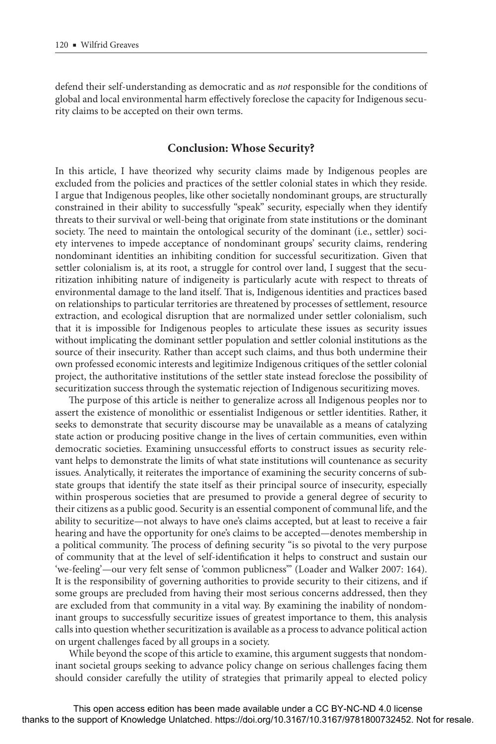defend their self-understanding as democratic and as *not* responsible for the conditions of global and local environmental harm effectively foreclose the capacity for Indigenous security claims to be accepted on their own terms.

## Conclusion: Whose Security?

In this article, I have theorized why security claims made by Indigenous peoples are excluded from the policies and practices of the settler colonial states in which they reside. I argue that Indigenous peoples, like other societally nondominant groups, are structurally constrained in their ability to successfully "speak" security, especially when they identify threats to their survival or well-being that originate from state institutions or the dominant society. The need to maintain the ontological security of the dominant (i.e., settler) society intervenes to impede acceptance of nondominant groups' security claims, rendering nondominant identities an inhibiting condition for successful securitization. Given that settler colonialism is, at its root, a struggle for control over land, I suggest that the securitization inhibiting nature of indigeneity is particularly acute with respect to threats of environmental damage to the land itself. That is, Indigenous identities and practices based on relationships to particular territories are threatened by processes of settlement, resource extraction, and ecological disruption that are normalized under settler colonialism, such that it is impossible for Indigenous peoples to articulate these issues as security issues without implicating the dominant settler population and settler colonial institutions as the source of their insecurity. Rather than accept such claims, and thus both undermine their own professed economic interests and legitimize Indigenous critiques of the settler colonial project, the authoritative institutions of the settler state instead foreclose the possibility of securitization success through the systematic rejection of Indigenous securitizing moves.

The purpose of this article is neither to generalize across all Indigenous peoples nor to assert the existence of monolithic or essentialist Indigenous or settler identities. Rather, it seeks to demonstrate that security discourse may be unavailable as a means of catalyzing state action or producing positive change in the lives of certain communities, even within democratic societies. Examining unsuccessful efforts to construct issues as security relevant helps to demonstrate the limits of what state institutions will countenance as security issues. Analytically, it reiterates the importance of examining the security concerns of substate groups that identify the state itself as their principal source of insecurity, especially within prosperous societies that are presumed to provide a general degree of security to their citizens as a public good. Security is an essential component of communal life, and the ability to securitize—not always to have one's claims accepted, but at least to receive a fair hearing and have the opportunity for one's claims to be accepted—denotes membership in a political community. The process of defining security "is so pivotal to the very purpose of community that at the level of self-identification it helps to construct and sustain our 'we-feeling'—our very felt sense of 'common publicness'" (Loader and Walker 2007: 164). It is the responsibility of governing authorities to provide security to their citizens, and if some groups are precluded from having their most serious concerns addressed, then they are excluded from that community in a vital way. By examining the inability of nondominant groups to successfully securitize issues of greatest importance to them, this analysis calls into question whether securitization is available as a process to advance political action on urgent challenges faced by all groups in a society.

While beyond the scope of this article to examine, this argument suggests that nondominant societal groups seeking to advance policy change on serious challenges facing them should consider carefully the utility of strategies that primarily appeal to elected policy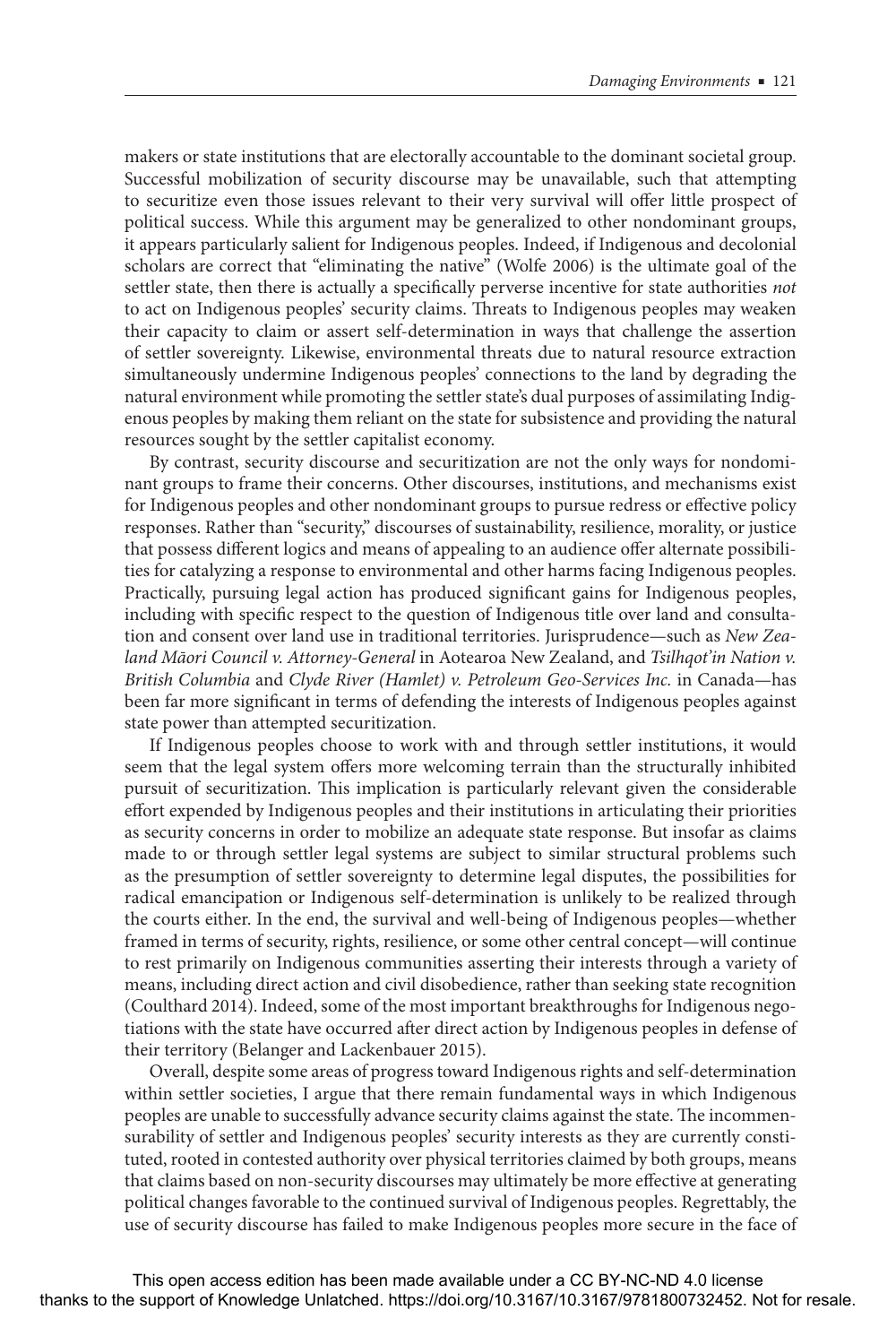makers or state institutions that are electorally accountable to the dominant societal group. Successful mobilization of security discourse may be unavailable, such that attempting to securitize even those issues relevant to their very survival will offer little prospect of political success. While this argument may be generalized to other nondominant groups, it appears particularly salient for Indigenous peoples. Indeed, if Indigenous and decolonial scholars are correct that "eliminating the native" (Wolfe 2006) is the ultimate goal of the settler state, then there is actually a specifically perverse incentive for state authorities *not* to act on Indigenous peoples' security claims. Threats to Indigenous peoples may weaken their capacity to claim or assert self-determination in ways that challenge the assertion of settler sovereignty. Likewise, environmental threats due to natural resource extraction simultaneously undermine Indigenous peoples' connections to the land by degrading the natural environment while promoting the settler state's dual purposes of assimilating Indigenous peoples by making them reliant on the state for subsistence and providing the natural resources sought by the settler capitalist economy.

By contrast, security discourse and securitization are not the only ways for nondominant groups to frame their concerns. Other discourses, institutions, and mechanisms exist for Indigenous peoples and other nondominant groups to pursue redress or effective policy responses. Rather than "security," discourses of sustainability, resilience, morality, or justice that possess different logics and means of appealing to an audience offer alternate possibilities for catalyzing a response to environmental and other harms facing Indigenous peoples. Practically, pursuing legal action has produced significant gains for Indigenous peoples, including with specific respect to the question of Indigenous title over land and consultation and consent over land use in traditional territories. Jurisprudence—such as *New Zealand Māori Council v. Attorney-General* in Aotearoa New Zealand, and *Tsilhqot'in Nation v. British Columbia* and *Clyde River (Hamlet) v. Petroleum Geo-Services Inc.* in Canada—has been far more significant in terms of defending the interests of Indigenous peoples against state power than attempted securitization.

If Indigenous peoples choose to work with and through settler institutions, it would seem that the legal system offers more welcoming terrain than the structurally inhibited pursuit of securitization. This implication is particularly relevant given the considerable effort expended by Indigenous peoples and their institutions in articulating their priorities as security concerns in order to mobilize an adequate state response. But insofar as claims made to or through settler legal systems are subject to similar structural problems such as the presumption of settler sovereignty to determine legal disputes, the possibilities for radical emancipation or Indigenous self-determination is unlikely to be realized through the courts either. In the end, the survival and well-being of Indigenous peoples—whether framed in terms of security, rights, resilience, or some other central concept—will continue to rest primarily on Indigenous communities asserting their interests through a variety of means, including direct action and civil disobedience, rather than seeking state recognition (Coulthard 2014). Indeed, some of the most important breakthroughs for Indigenous negotiations with the state have occurred after direct action by Indigenous peoples in defense of their territory (Belanger and Lackenbauer 2015).

Overall, despite some areas of progress toward Indigenous rights and self-determination within settler societies, I argue that there remain fundamental ways in which Indigenous peoples are unable to successfully advance security claims against the state. The incommensurability of settler and Indigenous peoples' security interests as they are currently constituted, rooted in contested authority over physical territories claimed by both groups, means that claims based on non-security discourses may ultimately be more effective at generating political changes favorable to the continued survival of Indigenous peoples. Regrettably, the use of security discourse has failed to make Indigenous peoples more secure in the face of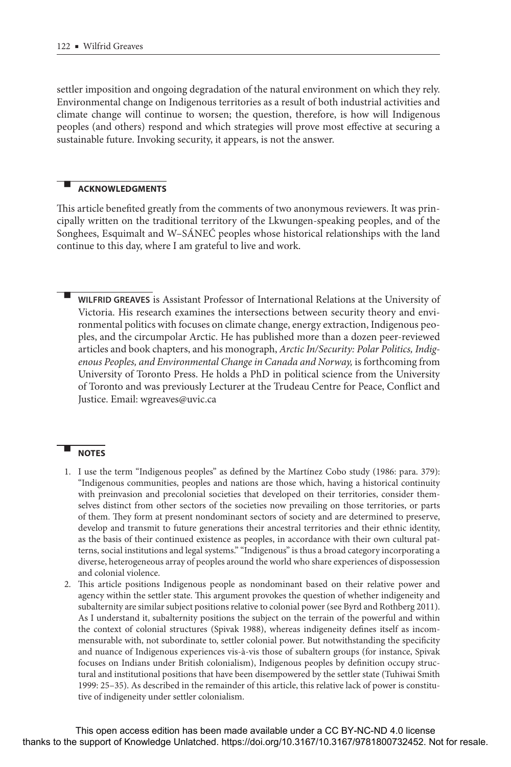settler imposition and ongoing degradation of the natural environment on which they rely. Environmental change on Indigenous territories as a result of both industrial activities and climate change will continue to worsen; the question, therefore, is how will Indigenous peoples (and others) respond and which strategies will prove most effective at securing a sustainable future. Invoking security, it appears, is not the answer.

## ACKNOWLEDGMENTS

This article benefited greatly from the comments of two anonymous reviewers. It was principally written on the traditional territory of the Lkwungen-speaking peoples, and of the Songhees, Esquimalt and W–SÁNEĆ peoples whose historical relationships with the land continue to this day, where I am grateful to live and work.

**WILFRID GREAVES** is Assistant Professor of International Relations at the University of Victoria. His research examines the intersections between security theory and environmental politics with focuses on climate change, energy extraction, Indigenous peoples, and the circumpolar Arctic. He has published more than a dozen peer-reviewed articles and book chapters, and his monograph, *Arctic In/Security: Polar Politics, Indigenous Peoples, and Environmental Change in Canada and Norway,* is forthcoming from University of Toronto Press. He holds a PhD in political science from the University of Toronto and was previously Lecturer at the Trudeau Centre for Peace, Conflict and Justice. Email: wgreaves@uvic.ca

## NOTES

1. I use the term "Indigenous peoples" as defined by the Martínez Cobo study (1986: para. 379): "Indigenous communities, peoples and nations are those which, having a historical continuity with preinvasion and precolonial societies that developed on their territories, consider themselves distinct from other sectors of the societies now prevailing on those territories, or parts of them. They form at present nondominant sectors of society and are determined to preserve, develop and transmit to future generations their ancestral territories and their ethnic identity, as the basis of their continued existence as peoples, in accordance with their own cultural patterns, social institutions and legal systems." "Indigenous" is thus a broad category incorporating a diverse, heterogeneous array of peoples around the world who share experiences of dispossession and colonial violence.
2. This article positions Indigenous people as nondominant based on their relative power and agency within the settler state. This argument provokes the question of whether indigeneity and subalternity are similar subject positions relative to colonial power (see Byrd and Rothberg 2011). As I understand it, subalternity positions the subject on the terrain of the powerful and within the context of colonial structures (Spivak 1988), whereas indigeneity defines itself as incommensurable with, not subordinate to, settler colonial power. But notwithstanding the specificity and nuance of Indigenous experiences vis-à-vis those of subaltern groups (for instance, Spivak focuses on Indians under British colonialism), Indigenous peoples by definition occupy structural and institutional positions that have been disempowered by the settler state (Tuhiwai Smith 1999: 25–35). As described in the remainder of this article, this relative lack of power is constitutive of indigeneity under settler colonialism.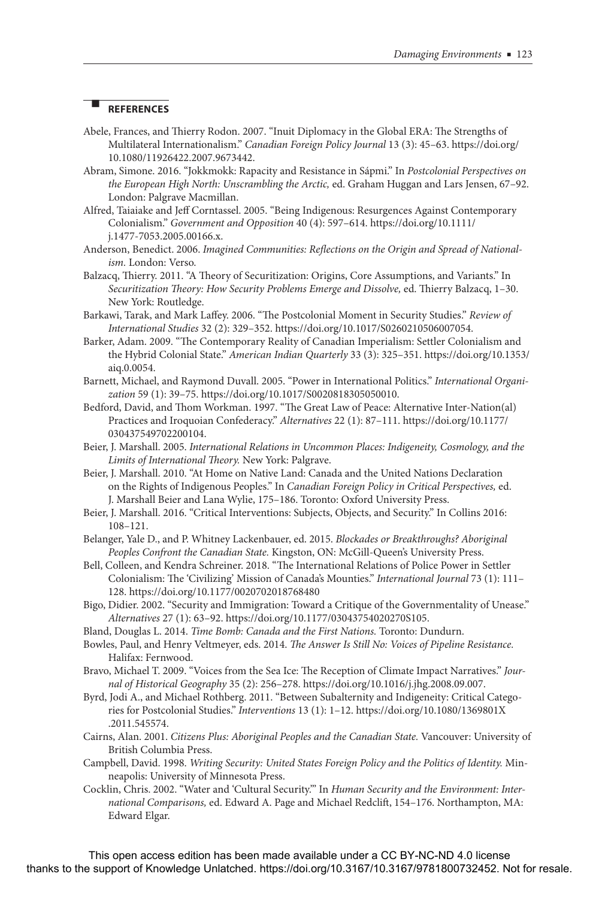## REFERENCES

Abele, Frances, and Thierry Rodon. 2007. "Inuit Diplomacy in the Global ERA: The Strengths of Multilateral Internationalism." *Canadian Foreign Policy Journal* 13 (3): 45–63. https://doi.org/10.1080/11926422.2007.9673442.

Abram, Simone. 2016. "Jokkmokk: Rapacity and Resistance in Sápmi." In *Postcolonial Perspectives on the European High North: Unscrambling the Arctic,* ed. Graham Huggan and Lars Jensen, 67–92. London: Palgrave Macmillan.

Alfred, Taiaiake and Jeff Corntassel. 2005. "Being Indigenous: Resurgences Against Contemporary Colonialism." *Government and Opposition* 40 (4): 597–614. https://doi.org/10.1111/j.1477-7053.2005.00166.x.

Anderson, Benedict. 2006. *Imagined Communities: Reflections on the Origin and Spread of Nationalism.* London: Verso.

Balzacq, Thierry. 2011. "A Theory of Securitization: Origins, Core Assumptions, and Variants." In *Securitization Theory: How Security Problems Emerge and Dissolve,* ed. Thierry Balzacq, 1–30. New York: Routledge.

Barkawi, Tarak, and Mark Laffey. 2006. "The Postcolonial Moment in Security Studies." *Review of International Studies* 32 (2): 329–352. https://doi.org/10.1017/S0260210506007054.

Barker, Adam. 2009. "The Contemporary Reality of Canadian Imperialism: Settler Colonialism and the Hybrid Colonial State." *American Indian Quarterly* 33 (3): 325–351. https://doi.org/10.1353/aiq.0.0054.

Barnett, Michael, and Raymond Duvall. 2005. "Power in International Politics." *International Organization* 59 (1): 39–75. https://doi.org/10.1017/S0020818305050010.

Bedford, David, and Thom Workman. 1997. "The Great Law of Peace: Alternative Inter-Nation(al) Practices and Iroquoian Confederacy." *Alternatives* 22 (1): 87–111. https://doi.org/10.1177/030437549702200104.

Beier, J. Marshall. 2005. *International Relations in Uncommon Places: Indigeneity, Cosmology, and the Limits of International Theory.* New York: Palgrave.

Beier, J. Marshall. 2010. "At Home on Native Land: Canada and the United Nations Declaration on the Rights of Indigenous Peoples." In *Canadian Foreign Policy in Critical Perspectives,* ed. J. Marshall Beier and Lana Wylie, 175–186. Toronto: Oxford University Press.

Beier, J. Marshall. 2016. "Critical Interventions: Subjects, Objects, and Security." In Collins 2016: 108–121.

Belanger, Yale D., and P. Whitney Lackenbauer, ed. 2015. *Blockades or Breakthroughs? Aboriginal Peoples Confront the Canadian State.* Kingston, ON: McGill-Queen's University Press.

Bell, Colleen, and Kendra Schreiner. 2018. "The International Relations of Police Power in Settler Colonialism: The 'Civilizing' Mission of Canada's Mounties." *International Journal* 73 (1): 111–128. https://doi.org/10.1177/0020702018768480

Bigo, Didier. 2002. "Security and Immigration: Toward a Critique of the Governmentality of Unease." *Alternatives* 27 (1): 63–92. https://doi.org/10.1177/03043754020270S105.

Bland, Douglas L. 2014. *Time Bomb: Canada and the First Nations.* Toronto: Dundurn.

Bowles, Paul, and Henry Veltmeyer, eds. 2014. *The Answer Is Still No: Voices of Pipeline Resistance.* Halifax: Fernwood.

Bravo, Michael T. 2009. "Voices from the Sea Ice: The Reception of Climate Impact Narratives." *Journal of Historical Geography* 35 (2): 256–278. https://doi.org/10.1016/j.jhg.2008.09.007.

Byrd, Jodi A., and Michael Rothberg. 2011. "Between Subalternity and Indigeneity: Critical Categories for Postcolonial Studies." *Interventions* 13 (1): 1–12. https://doi.org/10.1080/1369801X.2011.545574.

Cairns, Alan. 2001. *Citizens Plus: Aboriginal Peoples and the Canadian State.* Vancouver: University of British Columbia Press.

Campbell, David. 1998. *Writing Security: United States Foreign Policy and the Politics of Identity.* Minneapolis: University of Minnesota Press.

Cocklin, Chris. 2002. "Water and 'Cultural Security.'" In *Human Security and the Environment: International Comparisons,* ed. Edward A. Page and Michael Redclift, 154–176. Northampton, MA: Edward Elgar.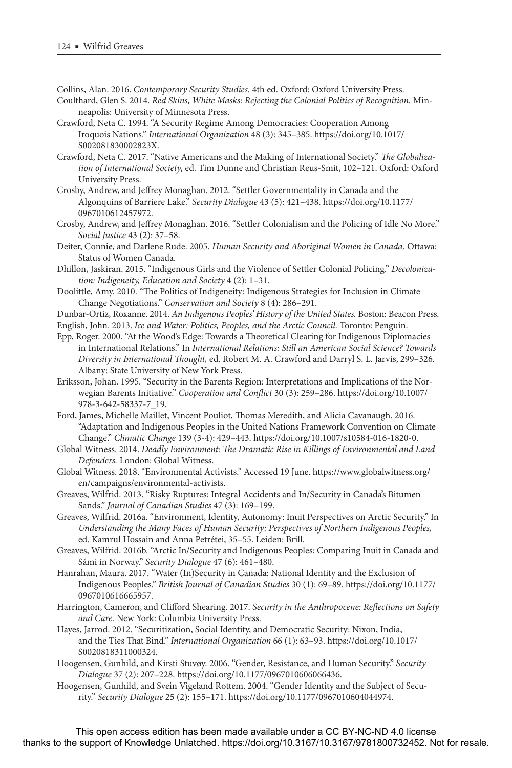Collins, Alan. 2016. *Contemporary Security Studies.* 4th ed. Oxford: Oxford University Press.

Coulthard, Glen S. 2014. *Red Skins, White Masks: Rejecting the Colonial Politics of Recognition.* Minneapolis: University of Minnesota Press.

Crawford, Neta C. 1994. "A Security Regime Among Democracies: Cooperation Among Iroquois Nations." *International Organization* 48 (3): 345–385. https://doi.org/10.1017/S002081830002823X.

Crawford, Neta C. 2017. "Native Americans and the Making of International Society." *The Globalization of International Society,* ed. Tim Dunne and Christian Reus-Smit, 102–121. Oxford: Oxford University Press.

Crosby, Andrew, and Jeffrey Monaghan. 2012. "Settler Governmentality in Canada and the Algonquins of Barriere Lake." *Security Dialogue* 43 (5): 421–438. https://doi.org/10.1177/0967010612457972.

Crosby, Andrew, and Jeffrey Monaghan. 2016. "Settler Colonialism and the Policing of Idle No More." *Social Justice* 43 (2): 37–58.

Deiter, Connie, and Darlene Rude. 2005. *Human Security and Aboriginal Women in Canada.* Ottawa: Status of Women Canada.

Dhillon, Jaskiran. 2015. "Indigenous Girls and the Violence of Settler Colonial Policing." *Decolonization: Indigeneity, Education and Society* 4 (2): 1–31.

Doolittle, Amy. 2010. "The Politics of Indigeneity: Indigenous Strategies for Inclusion in Climate Change Negotiations." *Conservation and Society* 8 (4): 286–291.

Dunbar-Ortiz, Roxanne. 2014. *An Indigenous Peoples' History of the United States.* Boston: Beacon Press.

English, John. 2013. *Ice and Water: Politics, Peoples, and the Arctic Council.* Toronto: Penguin.

Epp, Roger. 2000. "At the Wood's Edge: Towards a Theoretical Clearing for Indigenous Diplomacies in International Relations." In *International Relations: Still an American Social Science? Towards Diversity in International Thought,* ed. Robert M. A. Crawford and Darryl S. L. Jarvis, 299–326. Albany: State University of New York Press.

Eriksson, Johan. 1995. "Security in the Barents Region: Interpretations and Implications of the Norwegian Barents Initiative." *Cooperation and Conflict* 30 (3): 259–286. https://doi.org/10.1007/978-3-642-58337-7_19.

Ford, James, Michelle Maillet, Vincent Pouliot, Thomas Meredith, and Alicia Cavanaugh. 2016. "Adaptation and Indigenous Peoples in the United Nations Framework Convention on Climate Change." *Climatic Change* 139 (3-4): 429–443. https://doi.org/10.1007/s10584-016-1820-0.

Global Witness. 2014. *Deadly Environment: The Dramatic Rise in Killings of Environmental and Land Defenders.* London: Global Witness.

Global Witness. 2018. "Environmental Activists." Accessed 19 June. https://www.globalwitness.org/en/campaigns/environmental-activists.

Greaves, Wilfrid. 2013. "Risky Ruptures: Integral Accidents and In/Security in Canada's Bitumen Sands." *Journal of Canadian Studies* 47 (3): 169–199.

Greaves, Wilfrid. 2016a. "Environment, Identity, Autonomy: Inuit Perspectives on Arctic Security." In *Understanding the Many Faces of Human Security: Perspectives of Northern Indigenous Peoples,* ed. Kamrul Hossain and Anna Petrétei, 35–55. Leiden: Brill.

Greaves, Wilfrid. 2016b. "Arctic In/Security and Indigenous Peoples: Comparing Inuit in Canada and Sámi in Norway." *Security Dialogue* 47 (6): 461–480.

Hanrahan, Maura. 2017. "Water (In)Security in Canada: National Identity and the Exclusion of Indigenous Peoples." *British Journal of Canadian Studies* 30 (1): 69–89. https://doi.org/10.1177/0967010616665957.

Harrington, Cameron, and Clifford Shearing. 2017. *Security in the Anthropocene: Reflections on Safety and Care.* New York: Columbia University Press.

Hayes, Jarrod. 2012. "Securitization, Social Identity, and Democratic Security: Nixon, India, and the Ties That Bind." *International Organization* 66 (1): 63–93. https://doi.org/10.1017/S0020818311000324.

Hoogensen, Gunhild, and Kirsti Stuvøy. 2006. "Gender, Resistance, and Human Security." *Security Dialogue* 37 (2): 207–228. https://doi.org/10.1177/0967010606066436.

Hoogensen, Gunhild, and Svein Vigeland Rottem. 2004. "Gender Identity and the Subject of Security." *Security Dialogue* 25 (2): 155–171. https://doi.org/10.1177/0967010604044974.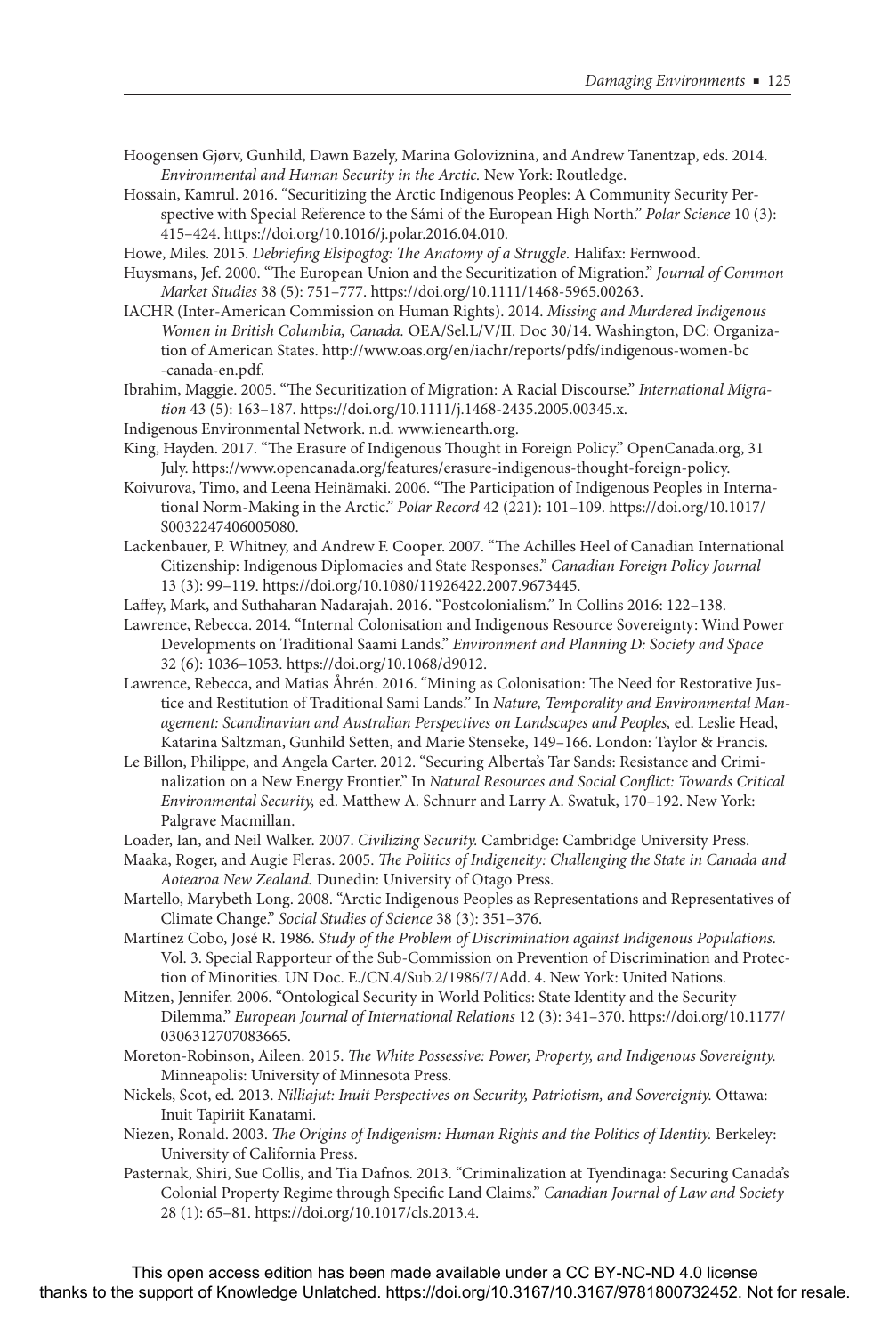Hoogensen Gjørv, Gunhild, Dawn Bazely, Marina Goloviznina, and Andrew Tanentzap, eds. 2014. *Environmental and Human Security in the Arctic*. New York: Routledge.

Hossain, Kamrul. 2016. "Securitizing the Arctic Indigenous Peoples: A Community Security Perspective with Special Reference to the Sámi of the European High North." *Polar Science* 10 (3): 415–424. https://doi.org/10.1016/j.polar.2016.04.010.

Howe, Miles. 2015. *Debriefing Elsipogtog: The Anatomy of a Struggle.* Halifax: Fernwood.

Huysmans, Jef. 2000. "The European Union and the Securitization of Migration." *Journal of Common Market Studies* 38 (5): 751–777. https://doi.org/10.1111/1468-5965.00263.

IACHR (Inter-American Commission on Human Rights). 2014. *Missing and Murdered Indigenous Women in British Columbia, Canada.* OEA/Sel.L/V/II. Doc 30/14. Washington, DC: Organization of American States. http://www.oas.org/en/iachr/reports/pdfs/indigenous-women-bc-canada-en.pdf.

Ibrahim, Maggie. 2005. "The Securitization of Migration: A Racial Discourse." *International Migration* 43 (5): 163–187. https://doi.org/10.1111/j.1468-2435.2005.00345.x.

Indigenous Environmental Network. n.d. www.ienearth.org.

King, Hayden. 2017. "The Erasure of Indigenous Thought in Foreign Policy." OpenCanada.org, 31 July. https://www.opencanada.org/features/erasure-indigenous-thought-foreign-policy.

Koivurova, Timo, and Leena Heinämaki. 2006. "The Participation of Indigenous Peoples in International Norm-Making in the Arctic." *Polar Record* 42 (221): 101–109. https://doi.org/10.1017/S0032247406005080.

Lackenbauer, P. Whitney, and Andrew F. Cooper. 2007. "The Achilles Heel of Canadian International Citizenship: Indigenous Diplomacies and State Responses." *Canadian Foreign Policy Journal* 13 (3): 99–119. https://doi.org/10.1080/11926422.2007.9673445.

Laffey, Mark, and Suthaharan Nadarajah. 2016. "Postcolonialism." In Collins 2016: 122–138.

Lawrence, Rebecca. 2014. "Internal Colonisation and Indigenous Resource Sovereignty: Wind Power Developments on Traditional Saami Lands." *Environment and Planning D: Society and Space* 32 (6): 1036–1053. https://doi.org/10.1068/d9012.

Lawrence, Rebecca, and Matias Åhrén. 2016. "Mining as Colonisation: The Need for Restorative Justice and Restitution of Traditional Sami Lands." In *Nature, Temporality and Environmental Management: Scandinavian and Australian Perspectives on Landscapes and Peoples,* ed. Leslie Head, Katarina Saltzman, Gunhild Setten, and Marie Stenseke, 149–166. London: Taylor & Francis.

Le Billon, Philippe, and Angela Carter. 2012. "Securing Alberta's Tar Sands: Resistance and Criminalization on a New Energy Frontier." In *Natural Resources and Social Conflict: Towards Critical Environmental Security,* ed. Matthew A. Schnurr and Larry A. Swatuk, 170–192. New York: Palgrave Macmillan.

Loader, Ian, and Neil Walker. 2007. *Civilizing Security.* Cambridge: Cambridge University Press.

Maaka, Roger, and Augie Fleras. 2005. *The Politics of Indigeneity: Challenging the State in Canada and Aotearoa New Zealand.* Dunedin: University of Otago Press.

Martello, Marybeth Long. 2008. "Arctic Indigenous Peoples as Representations and Representatives of Climate Change." *Social Studies of Science* 38 (3): 351–376.

Martínez Cobo, José R. 1986. *Study of the Problem of Discrimination against Indigenous Populations.* Vol. 3. Special Rapporteur of the Sub-Commission on Prevention of Discrimination and Protection of Minorities. UN Doc. E./CN.4/Sub.2/1986/7/Add. 4. New York: United Nations.

Mitzen, Jennifer. 2006. "Ontological Security in World Politics: State Identity and the Security Dilemma." *European Journal of International Relations* 12 (3): 341–370. https://doi.org/10.1177/0306312707083665.

Moreton-Robinson, Aileen. 2015. *The White Possessive: Power, Property, and Indigenous Sovereignty.* Minneapolis: University of Minnesota Press.

Nickels, Scot, ed. 2013. *Nilliajut: Inuit Perspectives on Security, Patriotism, and Sovereignty.* Ottawa: Inuit Tapiriit Kanatami.

Niezen, Ronald. 2003. *The Origins of Indigenism: Human Rights and the Politics of Identity.* Berkeley: University of California Press.

Pasternak, Shiri, Sue Collis, and Tia Dafnos. 2013. "Criminalization at Tyendinaga: Securing Canada's Colonial Property Regime through Specific Land Claims." *Canadian Journal of Law and Society* 28 (1): 65–81. https://doi.org/10.1017/cls.2013.4.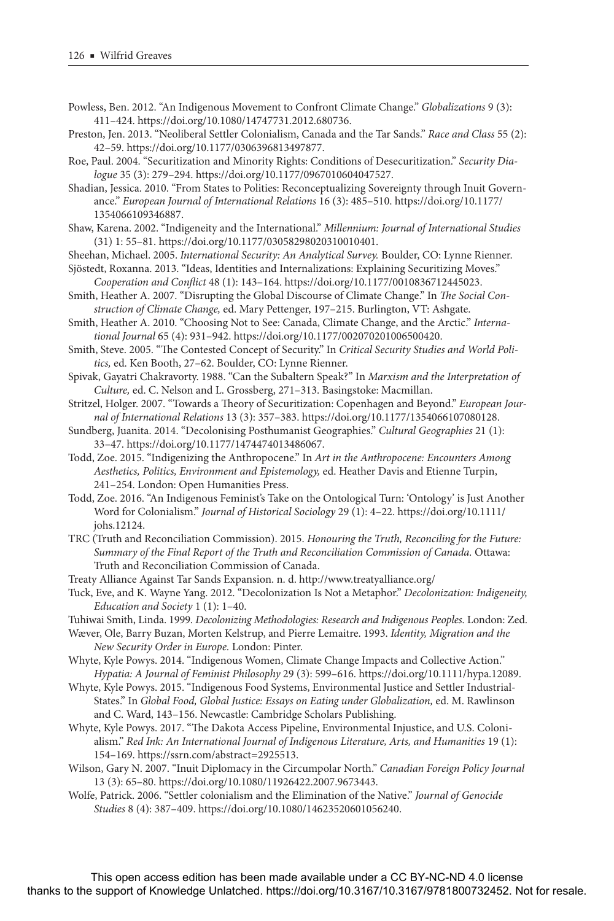Powless, Ben. 2012. "An Indigenous Movement to Confront Climate Change." *Globalizations* 9 (3): 411–424. https://doi.org/10.1080/14747731.2012.680736.

Preston, Jen. 2013. "Neoliberal Settler Colonialism, Canada and the Tar Sands." *Race and Class* 55 (2): 42–59. https://doi.org/10.1177/0306396813497877.

Roe, Paul. 2004. "Securitization and Minority Rights: Conditions of Desecuritization." *Security Dialogue* 35 (3): 279–294. https://doi.org/10.1177/0967010604047527.

Shadian, Jessica. 2010. "From States to Polities: Reconceptualizing Sovereignty through Inuit Governance." *European Journal of International Relations* 16 (3): 485–510. https://doi.org/10.1177/1354066109346887.

Shaw, Karena. 2002. "Indigeneity and the International." *Millennium: Journal of International Studies* (31) 1: 55–81. https://doi.org/10.1177/03058298020310010401.

Sheehan, Michael. 2005. *International Security: An Analytical Survey.* Boulder, CO: Lynne Rienner.

Sjöstedt, Roxanna. 2013. "Ideas, Identities and Internalizations: Explaining Securitizing Moves." *Cooperation and Conflict* 48 (1): 143–164. https://doi.org/10.1177/0010836712445023.

Smith, Heather A. 2007. "Disrupting the Global Discourse of Climate Change." In *The Social Construction of Climate Change,* ed. Mary Pettenger, 197–215. Burlington, VT: Ashgate.

Smith, Heather A. 2010. "Choosing Not to See: Canada, Climate Change, and the Arctic." *International Journal* 65 (4): 931–942. https://doi.org/10.1177/002070201006500420.

Smith, Steve. 2005. "The Contested Concept of Security." In *Critical Security Studies and World Politics,* ed. Ken Booth, 27–62. Boulder, CO: Lynne Rienner.

Spivak, Gayatri Chakravorty. 1988. "Can the Subaltern Speak?" In *Marxism and the Interpretation of Culture,* ed. C. Nelson and L. Grossberg, 271–313. Basingstoke: Macmillan.

Stritzel, Holger. 2007. "Towards a Theory of Securitization: Copenhagen and Beyond." *European Journal of International Relations* 13 (3): 357–383. https://doi.org/10.1177/1354066107080128.

Sundberg, Juanita. 2014. "Decolonising Posthumanist Geographies." *Cultural Geographies* 21 (1): 33–47. https://doi.org/10.1177/1474474013486067.

Todd, Zoe. 2015. "Indigenizing the Anthropocene." In *Art in the Anthropocene: Encounters Among Aesthetics, Politics, Environment and Epistemology,* ed. Heather Davis and Etienne Turpin, 241–254. London: Open Humanities Press.

Todd, Zoe. 2016. "An Indigenous Feminist's Take on the Ontological Turn: 'Ontology' is Just Another Word for Colonialism." *Journal of Historical Sociology* 29 (1): 4–22. https://doi.org/10.1111/johs.12124.

TRC (Truth and Reconciliation Commission). 2015. *Honouring the Truth, Reconciling for the Future: Summary of the Final Report of the Truth and Reconciliation Commission of Canada.* Ottawa: Truth and Reconciliation Commission of Canada.

Treaty Alliance Against Tar Sands Expansion. n. d. http://www.treatyalliance.org/

Tuck, Eve, and K. Wayne Yang. 2012. "Decolonization Is Not a Metaphor." *Decolonization: Indigeneity, Education and Society* 1 (1): 1–40.

Tuhiwai Smith, Linda. 1999. *Decolonizing Methodologies: Research and Indigenous Peoples.* London: Zed.

Wæver, Ole, Barry Buzan, Morten Kelstrup, and Pierre Lemaitre. 1993. *Identity, Migration and the New Security Order in Europe.* London: Pinter.

Whyte, Kyle Powys. 2014. "Indigenous Women, Climate Change Impacts and Collective Action." *Hypatia: A Journal of Feminist Philosophy* 29 (3): 599–616. https://doi.org/10.1111/hypa.12089.

Whyte, Kyle Powys. 2015. "Indigenous Food Systems, Environmental Justice and Settler Industrial-States." In *Global Food, Global Justice: Essays on Eating under Globalization,* ed. M. Rawlinson and C. Ward, 143–156. Newcastle: Cambridge Scholars Publishing.

Whyte, Kyle Powys. 2017. "The Dakota Access Pipeline, Environmental Injustice, and U.S. Colonialism." *Red Ink: An International Journal of Indigenous Literature, Arts, and Humanities* 19 (1): 154–169. https://ssrn.com/abstract=2925513.

Wilson, Gary N. 2007. "Inuit Diplomacy in the Circumpolar North." *Canadian Foreign Policy Journal* 13 (3): 65–80. https://doi.org/10.1080/11926422.2007.9673443.

Wolfe, Patrick. 2006. "Settler colonialism and the Elimination of the Native." *Journal of Genocide Studies* 8 (4): 387–409. https://doi.org/10.1080/14623520601056240.

This open access edition has been made available under a CC BY-NC-ND 4.0 license thanks to the support of Knowledge Unlatched. https://doi.org/10.3167/10.3167/9781800732452. Not for resale.